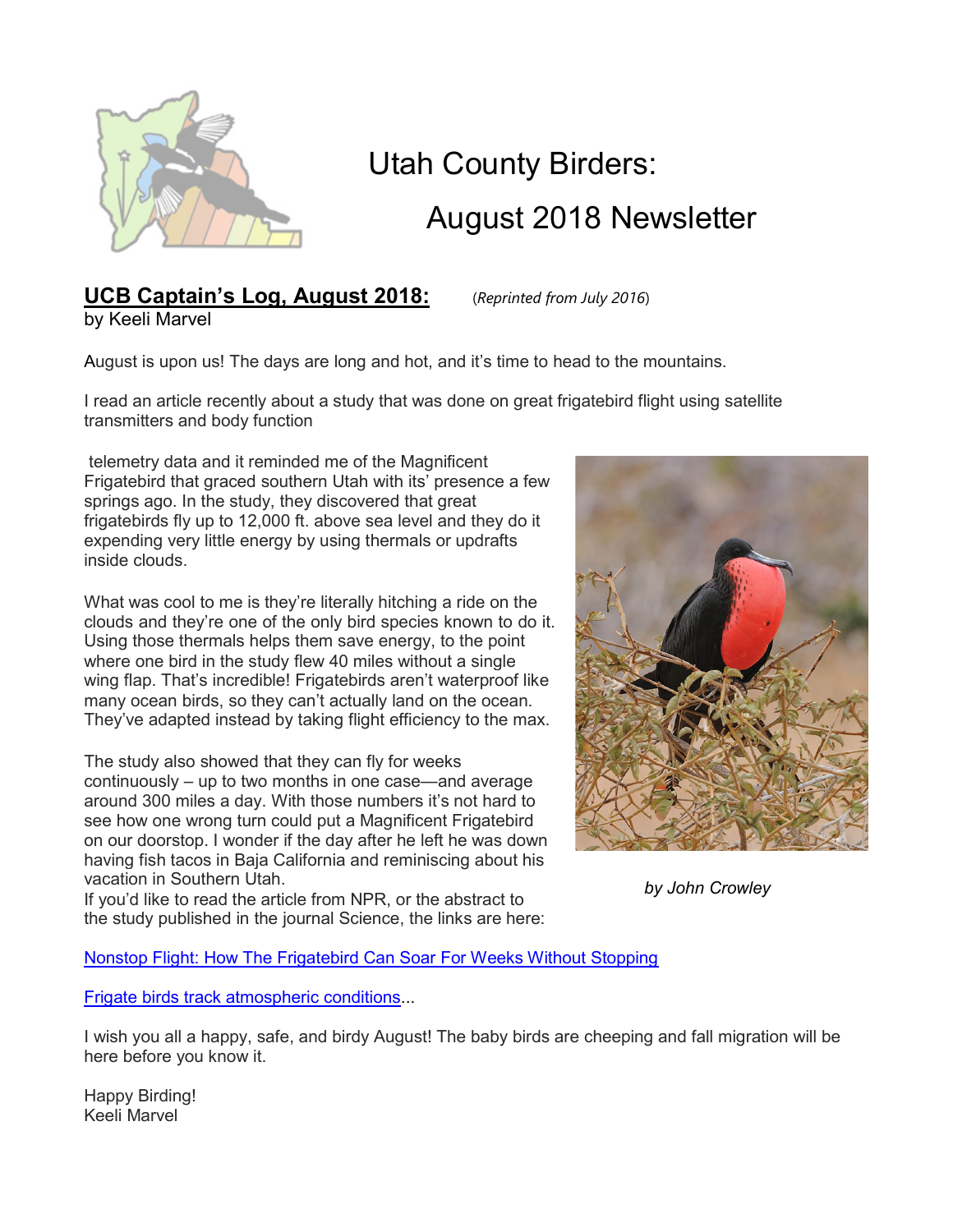# Utah County Birders: August 2018 Newsletter

## UCB Captain's Log, August 2018:

(*Reprinted from July 2016*)

by Keeli Marvel

August is upon us! The days are long and hot, and it's time to head to the mountains.

I read an article recently about a study that was done on great frigatebird flight using satellite transmitters and body function telemetry data and it reminded me of the Magnificent Frigatebird that graced southern Utah with its' presence a few springs ago. In the study, they discovered that great frigatebirds fly up to 12,000 ft. above sea level and they do it expending very little energy by using thermals or updrafts inside clouds.

What was cool to me is they're literally hitching a ride on the clouds and they're one of the only bird species known to do it. Using those thermals helps them save energy, to the point where one bird in the study flew 40 miles without a single wing flap. That's incredible! Frigatebirds aren't waterproof like many ocean birds, so they can't actually land on the ocean. They've adapted instead by taking flight efficiency to the max.

The study also showed that they can fly for weeks continuously – up to two months in one case—and average around 300 miles a day. With those numbers it's not hard to see how one wrong turn could put a Magnificent Frigatebird on our doorstop. I wonder if the day after he left he was down having fish tacos in Baja California and reminiscing about his vacation in Southern Utah.

If you'd like to read the article from NPR, or the abstract to the study published in the journal Science, the links are here:

*by John Crowley*

Nonstop Flight: How The Frigatebird Can Soar For Weeks Without Stopping

Frigate birds track atmospheric conditions...

I wish you all a happy, safe, and birdy August! The baby birds are cheeping and fall migration will be here before you know it.

Happy Birding!
Keeli Marvel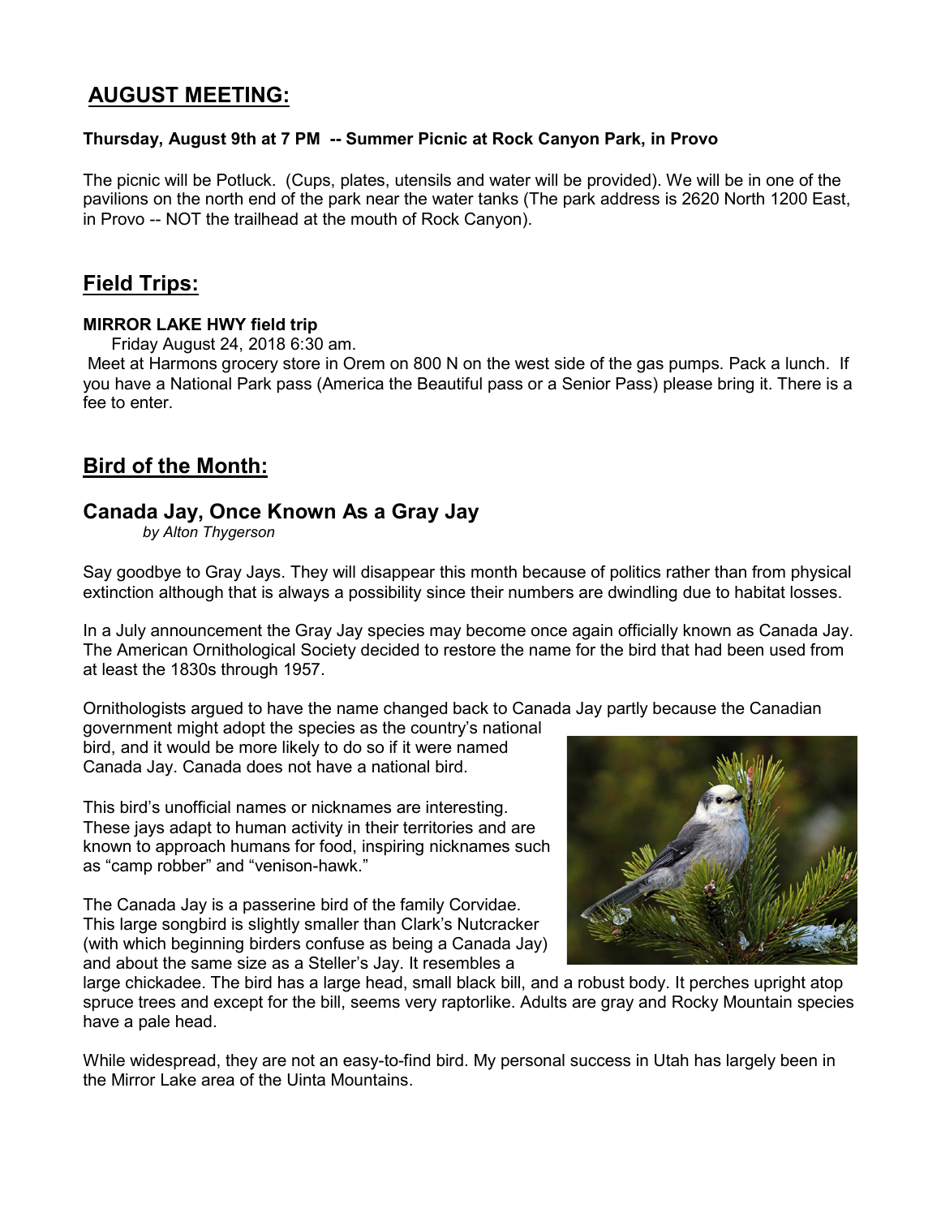## AUGUST MEETING:

**Thursday, August 9th at 7 PM -- Summer Picnic at Rock Canyon Park, in Provo**

The picnic will be Potluck. (Cups, plates, utensils and water will be provided). We will be in one of the pavilions on the north end of the park near the water tanks (The park address is 2620 North 1200 East, in Provo -- NOT the trailhead at the mouth of Rock Canyon).

## Field Trips:

**MIRROR LAKE HWY field trip**

Friday August 24, 2018 6:30 am.

Meet at Harmons grocery store in Orem on 800 N on the west side of the gas pumps. Pack a lunch. If you have a National Park pass (America the Beautiful pass or a Senior Pass) please bring it. There is a fee to enter.

## Bird of the Month:

### Canada Jay, Once Known As a Gray Jay

*by Alton Thygerson*

Say goodbye to Gray Jays. They will disappear this month because of politics rather than from physical extinction although that is always a possibility since their numbers are dwindling due to habitat losses.

In a July announcement the Gray Jay species may become once again officially known as Canada Jay. The American Ornithological Society decided to restore the name for the bird that had been used from at least the 1830s through 1957.

Ornithologists argued to have the name changed back to Canada Jay partly because the Canadian government might adopt the species as the country's national bird, and it would be more likely to do so if it were named Canada Jay. Canada does not have a national bird.

This bird's unofficial names or nicknames are interesting. These jays adapt to human activity in their territories and are known to approach humans for food, inspiring nicknames such as "camp robber" and "venison-hawk."

The Canada Jay is a passerine bird of the family Corvidae. This large songbird is slightly smaller than Clark's Nutcracker (with which beginning birders confuse as being a Canada Jay) and about the same size as a Steller's Jay. It resembles a large chickadee. The bird has a large head, small black bill, and a robust body. It perches upright atop spruce trees and except for the bill, seems very raptorlike. Adults are gray and Rocky Mountain species have a pale head.

While widespread, they are not an easy-to-find bird. My personal success in Utah has largely been in the Mirror Lake area of the Uinta Mountains.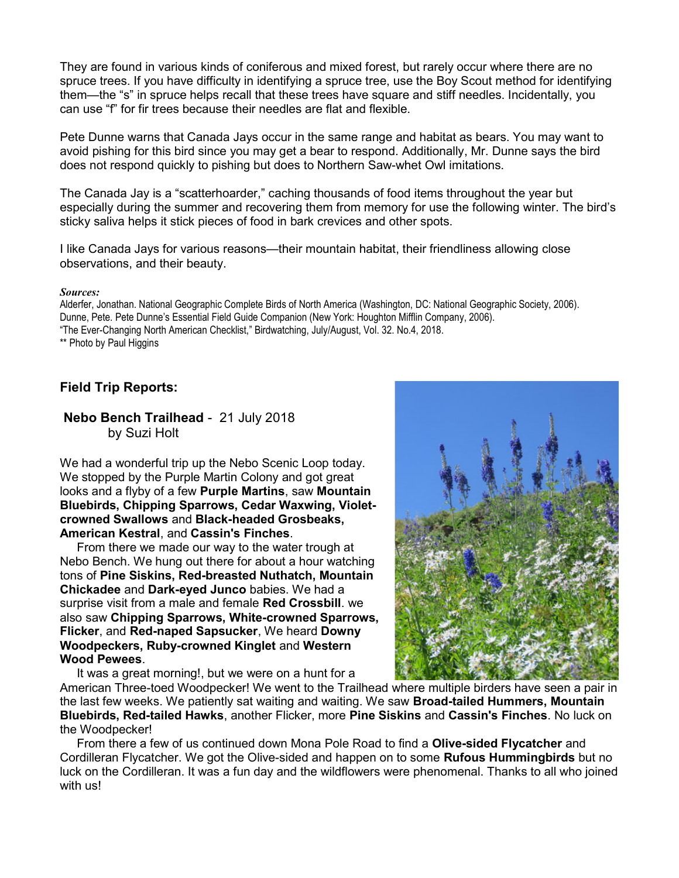They are found in various kinds of coniferous and mixed forest, but rarely occur where there are no spruce trees. If you have difficulty in identifying a spruce tree, use the Boy Scout method for identifying them—the "s" in spruce helps recall that these trees have square and stiff needles. Incidentally, you can use "f" for fir trees because their needles are flat and flexible.

Pete Dunne warns that Canada Jays occur in the same range and habitat as bears. You may want to avoid pishing for this bird since you may get a bear to respond. Additionally, Mr. Dunne says the bird does not respond quickly to pishing but does to Northern Saw-whet Owl imitations.

The Canada Jay is a "scatterhoarder," caching thousands of food items throughout the year but especially during the summer and recovering them from memory for use the following winter. The bird's sticky saliva helps it stick pieces of food in bark crevices and other spots.

I like Canada Jays for various reasons—their mountain habitat, their friendliness allowing close observations, and their beauty.

***Sources:***

Alderfer, Jonathan. National Geographic Complete Birds of North America (Washington, DC: National Geographic Society, 2006).
Dunne, Pete. Pete Dunne's Essential Field Guide Companion (New York: Houghton Mifflin Company, 2006).
"The Ever-Changing North American Checklist," Birdwatching, July/August, Vol. 32. No.4, 2018.
** Photo by Paul Higgins

## Field Trip Reports:

### Nebo Bench Trailhead - 21 July 2018

by Suzi Holt

We had a wonderful trip up the Nebo Scenic Loop today. We stopped by the Purple Martin Colony and got great looks and a flyby of a few **Purple Martins**, saw **Mountain Bluebirds, Chipping Sparrows, Cedar Waxwing, Violet-crowned Swallows** and **Black-headed Grosbeaks, American Kestral**, and **Cassin's Finches**.

From there we made our way to the water trough at Nebo Bench. We hung out there for about a hour watching tons of **Pine Siskins, Red-breasted Nuthatch, Mountain Chickadee** and **Dark-eyed Junco** babies. We had a surprise visit from a male and female **Red Crossbill**. we also saw **Chipping Sparrows, White-crowned Sparrows, Flicker**, and **Red-naped Sapsucker**, We heard **Downy Woodpeckers, Ruby-crowned Kinglet** and **Western Wood Pewees**.

It was a great morning!, but we were on a hunt for a American Three-toed Woodpecker! We went to the Trailhead where multiple birders have seen a pair in the last few weeks. We patiently sat waiting and waiting. We saw **Broad-tailed Hummers, Mountain Bluebirds, Red-tailed Hawks**, another Flicker, more **Pine Siskins** and **Cassin's Finches**. No luck on the Woodpecker!

From there a few of us continued down Mona Pole Road to find a **Olive-sided Flycatcher** and Cordilleran Flycatcher. We got the Olive-sided and happen on to some **Rufous Hummingbirds** but no luck on the Cordilleran. It was a fun day and the wildflowers were phenomenal. Thanks to all who joined with us!